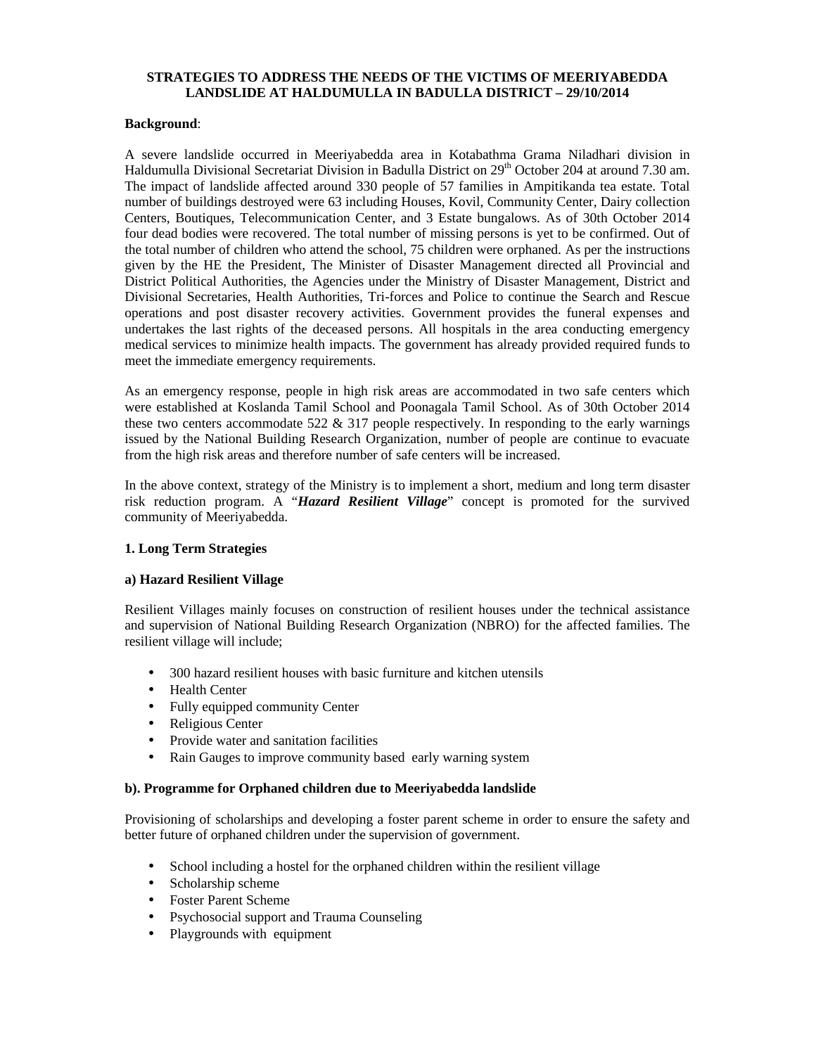**STRATEGIES TO ADDRESS THE NEEDS OF THE VICTIMS OF MEERIYABEDDA LANDSLIDE AT HALDUMULLA IN BADULLA DISTRICT – 29/10/2014**

**Background**:

A severe landslide occurred in Meeriyabedda area in Kotabathma Grama Niladhari division in Haldumulla Divisional Secretariat Division in Badulla District on 29th October 204 at around 7.30 am. The impact of landslide affected around 330 people of 57 families in Ampitikanda tea estate. Total number of buildings destroyed were 63 including Houses, Kovil, Community Center, Dairy collection Centers, Boutiques, Telecommunication Center, and 3 Estate bungalows. As of 30th October 2014 four dead bodies were recovered. The total number of missing persons is yet to be confirmed. Out of the total number of children who attend the school, 75 children were orphaned. As per the instructions given by the HE the President, The Minister of Disaster Management directed all Provincial and District Political Authorities, the Agencies under the Ministry of Disaster Management, District and Divisional Secretaries, Health Authorities, Tri-forces and Police to continue the Search and Rescue operations and post disaster recovery activities. Government provides the funeral expenses and undertakes the last rights of the deceased persons. All hospitals in the area conducting emergency medical services to minimize health impacts. The government has already provided required funds to meet the immediate emergency requirements.

As an emergency response, people in high risk areas are accommodated in two safe centers which were established at Koslanda Tamil School and Poonagala Tamil School. As of 30th October 2014 these two centers accommodate 522 & 317 people respectively. In responding to the early warnings issued by the National Building Research Organization, number of people are continue to evacuate from the high risk areas and therefore number of safe centers will be increased.

In the above context, strategy of the Ministry is to implement a short, medium and long term disaster risk reduction program. A "***Hazard Resilient Village***" concept is promoted for the survived community of Meeriyabedda.

**1. Long Term Strategies**

**a) Hazard Resilient Village**

Resilient Villages mainly focuses on construction of resilient houses under the technical assistance and supervision of National Building Research Organization (NBRO) for the affected families. The resilient village will include;

- 300 hazard resilient houses with basic furniture and kitchen utensils
- Health Center
- Fully equipped community Center
- Religious Center
- Provide water and sanitation facilities
- Rain Gauges to improve community based early warning system

**b). Programme for Orphaned children due to Meeriyabedda landslide**

Provisioning of scholarships and developing a foster parent scheme in order to ensure the safety and better future of orphaned children under the supervision of government.

- School including a hostel for the orphaned children within the resilient village
- Scholarship scheme
- Foster Parent Scheme
- Psychosocial support and Trauma Counseling
- Playgrounds with equipment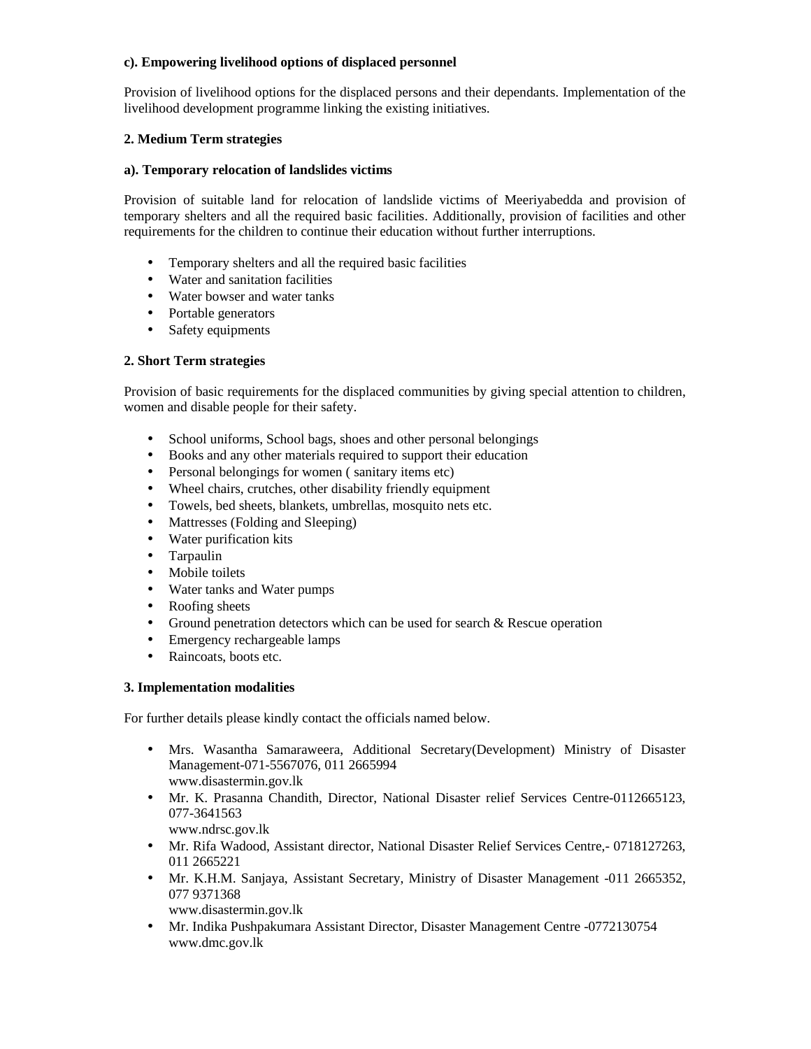**c). Empowering livelihood options of displaced personnel**

Provision of livelihood options for the displaced persons and their dependants. Implementation of the livelihood development programme linking the existing initiatives.

**2. Medium Term strategies**

**a). Temporary relocation of landslides victims**

Provision of suitable land for relocation of landslide victims of Meeriyabedda and provision of temporary shelters and all the required basic facilities. Additionally, provision of facilities and other requirements for the children to continue their education without further interruptions.

- Temporary shelters and all the required basic facilities
- Water and sanitation facilities
- Water bowser and water tanks
- Portable generators
- Safety equipments

**2. Short Term strategies**

Provision of basic requirements for the displaced communities by giving special attention to children, women and disable people for their safety.

- School uniforms, School bags, shoes and other personal belongings
- Books and any other materials required to support their education
- Personal belongings for women ( sanitary items etc)
- Wheel chairs, crutches, other disability friendly equipment
- Towels, bed sheets, blankets, umbrellas, mosquito nets etc.
- Mattresses (Folding and Sleeping)
- Water purification kits
- Tarpaulin
- Mobile toilets
- Water tanks and Water pumps
- Roofing sheets
- Ground penetration detectors which can be used for search & Rescue operation
- Emergency rechargeable lamps
- Raincoats, boots etc.

**3. Implementation modalities**

For further details please kindly contact the officials named below.

- Mrs. Wasantha Samaraweera, Additional Secretary(Development) Ministry of Disaster Management-071-5567076, 011 2665994
  www.disastermin.gov.lk
- Mr. K. Prasanna Chandith, Director, National Disaster relief Services Centre-0112665123, 077-3641563
  www.ndrsc.gov.lk
- Mr. Rifa Wadood, Assistant director, National Disaster Relief Services Centre,- 0718127263, 011 2665221
- Mr. K.H.M. Sanjaya, Assistant Secretary, Ministry of Disaster Management -011 2665352, 077 9371368
  www.disastermin.gov.lk
- Mr. Indika Pushpakumara Assistant Director, Disaster Management Centre -0772130754
  www.dmc.gov.lk